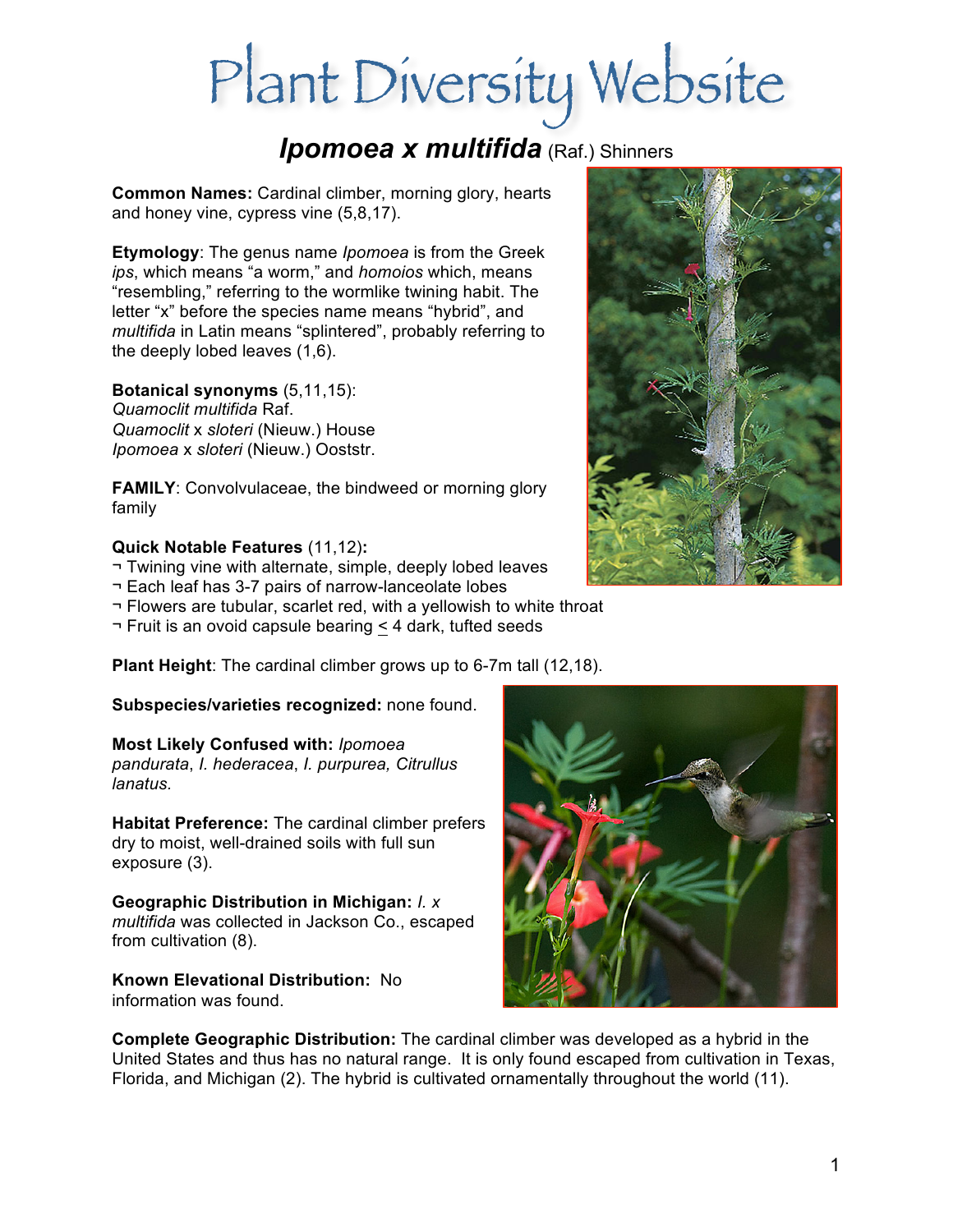# Plant Diversity Website

## *Ipomoea x multifida* (Raf.) Shinners

**Common Names:** Cardinal climber, morning glory, hearts and honey vine, cypress vine (5,8,17).

**Etymology**: The genus name *Ipomoea* is from the Greek *ips*, which means "a worm," and *homoios* which, means "resembling," referring to the wormlike twining habit. The letter "x" before the species name means "hybrid", and *multifida* in Latin means "splintered", probably referring to the deeply lobed leaves (1,6).

**Botanical synonyms** (5,11,15):
*Quamoclit multifida* Raf.
*Quamoclit* x *sloteri* (Nieuw.) House
*Ipomoea* x *sloteri* (Nieuw.) Ooststr.

**FAMILY**: Convolvulaceae, the bindweed or morning glory family

**Quick Notable Features** (11,12)**:**
- Twining vine with alternate, simple, deeply lobed leaves
- Each leaf has 3-7 pairs of narrow-lanceolate lobes
- Flowers are tubular, scarlet red, with a yellowish to white throat
- Fruit is an ovoid capsule bearing ≤ 4 dark, tufted seeds

**Plant Height**: The cardinal climber grows up to 6-7m tall (12,18).

**Subspecies/varieties recognized:** none found.

**Most Likely Confused with:** *Ipomoea pandurata*, *I. hederacea*, *I. purpurea, Citrullus lanatus.*

**Habitat Preference:** The cardinal climber prefers dry to moist, well-drained soils with full sun exposure (3).

**Geographic Distribution in Michigan:** *I. x multifida* was collected in Jackson Co., escaped from cultivation (8).

**Known Elevational Distribution:** No information was found.

**Complete Geographic Distribution:** The cardinal climber was developed as a hybrid in the United States and thus has no natural range. It is only found escaped from cultivation in Texas, Florida, and Michigan (2). The hybrid is cultivated ornamentally throughout the world (11).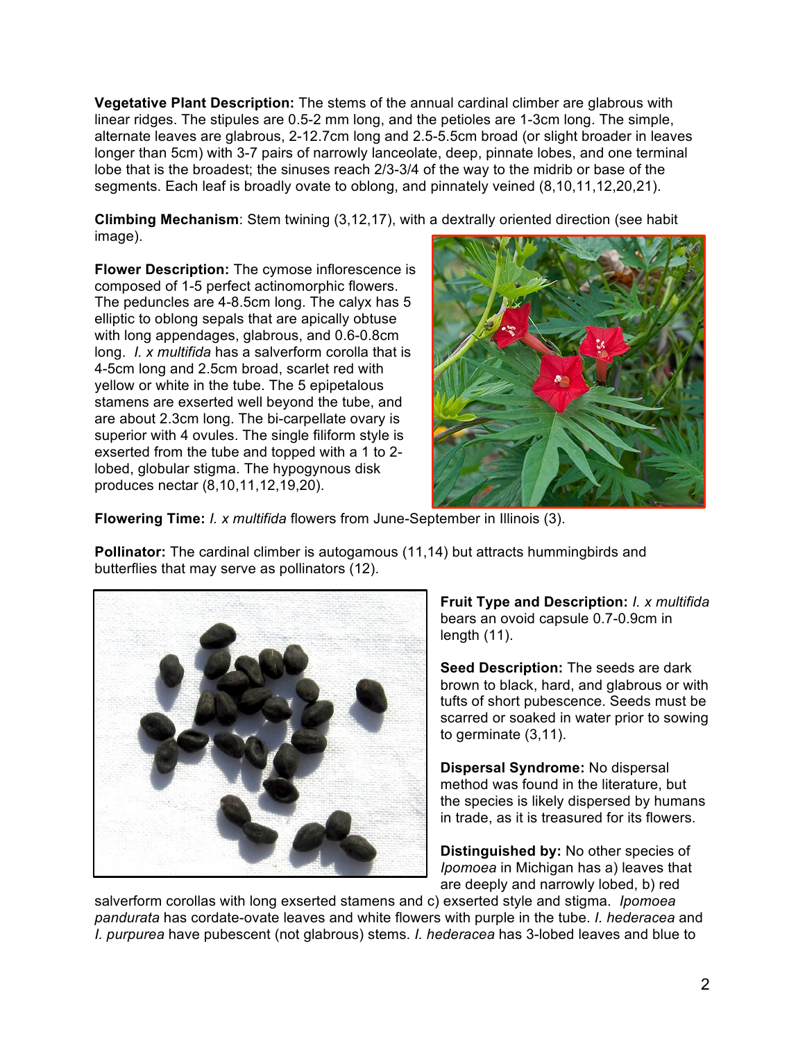**Vegetative Plant Description:** The stems of the annual cardinal climber are glabrous with linear ridges. The stipules are 0.5-2 mm long, and the petioles are 1-3cm long. The simple, alternate leaves are glabrous, 2-12.7cm long and 2.5-5.5cm broad (or slight broader in leaves longer than 5cm) with 3-7 pairs of narrowly lanceolate, deep, pinnate lobes, and one terminal lobe that is the broadest; the sinuses reach 2/3-3/4 of the way to the midrib or base of the segments. Each leaf is broadly ovate to oblong, and pinnately veined (8,10,11,12,20,21).

**Climbing Mechanism**: Stem twining (3,12,17), with a dextrally oriented direction (see habit image).

**Flower Description:** The cymose inflorescence is composed of 1-5 perfect actinomorphic flowers. The peduncles are 4-8.5cm long. The calyx has 5 elliptic to oblong sepals that are apically obtuse with long appendages, glabrous, and 0.6-0.8cm long. *I. x multifida* has a salverform corolla that is 4-5cm long and 2.5cm broad, scarlet red with yellow or white in the tube. The 5 epipetalous stamens are exserted well beyond the tube, and are about 2.3cm long. The bi-carpellate ovary is superior with 4 ovules. The single filiform style is exserted from the tube and topped with a 1 to 2-lobed, globular stigma. The hypogynous disk produces nectar (8,10,11,12,19,20).

**Flowering Time:** *I. x multifida* flowers from June-September in Illinois (3).

**Pollinator:** The cardinal climber is autogamous (11,14) but attracts hummingbirds and butterflies that may serve as pollinators (12).

**Fruit Type and Description:** *I. x multifida* bears an ovoid capsule 0.7-0.9cm in length (11).

**Seed Description:** The seeds are dark brown to black, hard, and glabrous or with tufts of short pubescence. Seeds must be scarred or soaked in water prior to sowing to germinate (3,11).

**Dispersal Syndrome:** No dispersal method was found in the literature, but the species is likely dispersed by humans in trade, as it is treasured for its flowers.

**Distinguished by:** No other species of *Ipomoea* in Michigan has a) leaves that are deeply and narrowly lobed, b) red salverform corollas with long exserted stamens and c) exserted style and stigma. *Ipomoea pandurata* has cordate-ovate leaves and white flowers with purple in the tube. *I. hederacea* and *I. purpurea* have pubescent (not glabrous) stems. *I. hederacea* has 3-lobed leaves and blue to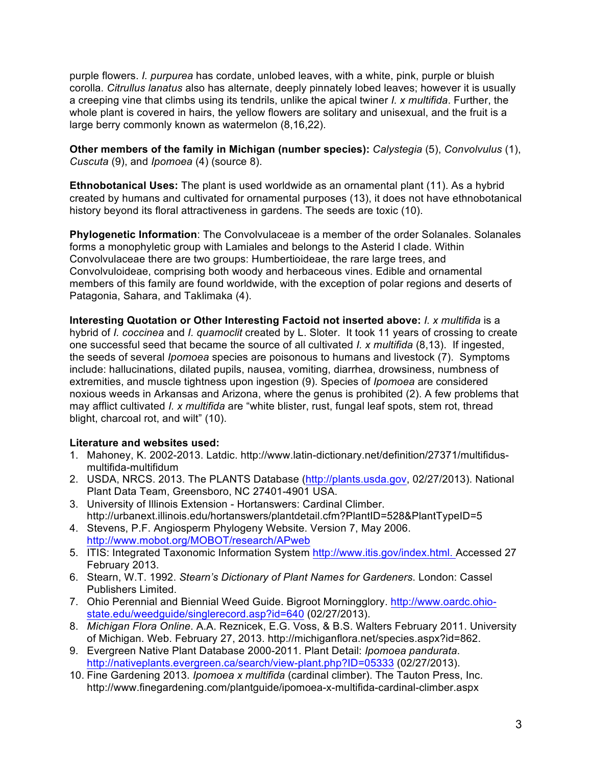purple flowers. *I. purpurea* has cordate, unlobed leaves, with a white, pink, purple or bluish corolla. *Citrullus lanatus* also has alternate, deeply pinnately lobed leaves; however it is usually a creeping vine that climbs using its tendrils, unlike the apical twiner *I. x multifida*. Further, the whole plant is covered in hairs, the yellow flowers are solitary and unisexual, and the fruit is a large berry commonly known as watermelon (8,16,22).

**Other members of the family in Michigan (number species):** *Calystegia* (5), *Convolvulus* (1), *Cuscuta* (9), and *Ipomoea* (4) (source 8).

**Ethnobotanical Uses:** The plant is used worldwide as an ornamental plant (11). As a hybrid created by humans and cultivated for ornamental purposes (13), it does not have ethnobotanical history beyond its floral attractiveness in gardens. The seeds are toxic (10).

**Phylogenetic Information**: The Convolvulaceae is a member of the order Solanales. Solanales forms a monophyletic group with Lamiales and belongs to the Asterid I clade. Within Convolvulaceae there are two groups: Humbertioideae, the rare large trees, and Convolvuloideae, comprising both woody and herbaceous vines. Edible and ornamental members of this family are found worldwide, with the exception of polar regions and deserts of Patagonia, Sahara, and Taklimaka (4).

**Interesting Quotation or Other Interesting Factoid not inserted above:** *I. x multifida* is a hybrid of *I. coccinea* and *I. quamoclit* created by L. Sloter. It took 11 years of crossing to create one successful seed that became the source of all cultivated *I. x multifida* (8,13). If ingested, the seeds of several *Ipomoea* species are poisonous to humans and livestock (7). Symptoms include: hallucinations, dilated pupils, nausea, vomiting, diarrhea, drowsiness, numbness of extremities, and muscle tightness upon ingestion (9). Species of *Ipomoea* are considered noxious weeds in Arkansas and Arizona, where the genus is prohibited (2). A few problems that may afflict cultivated *I. x multifida* are "white blister, rust, fungal leaf spots, stem rot, thread blight, charcoal rot, and wilt" (10).

**Literature and websites used:**

1. Mahoney, K. 2002-2013. Latdic. http://www.latin-dictionary.net/definition/27371/multifidus-multifida-multifidum
2. USDA, NRCS. 2013. The PLANTS Database (http://plants.usda.gov, 02/27/2013). National Plant Data Team, Greensboro, NC 27401-4901 USA.
3. University of Illinois Extension - Hortanswers: Cardinal Climber. http://urbanext.illinois.edu/hortanswers/plantdetail.cfm?PlantID=528&PlantTypeID=5
4. Stevens, P.F. Angiosperm Phylogeny Website. Version 7, May 2006. http://www.mobot.org/MOBOT/research/APweb
5. ITIS: Integrated Taxonomic Information System http://www.itis.gov/index.html. Accessed 27 February 2013.
6. Stearn, W.T. 1992. *Stearn's Dictionary of Plant Names for Gardeners*. London: Cassel Publishers Limited.
7. Ohio Perennial and Biennial Weed Guide. Bigroot Morningglory. http://www.oardc.ohio-state.edu/weedguide/singlerecord.asp?id=640 (02/27/2013).
8. *Michigan Flora Online*. A.A. Reznicek, E.G. Voss, & B.S. Walters February 2011. University of Michigan. Web. February 27, 2013. http://michiganflora.net/species.aspx?id=862.
9. Evergreen Native Plant Database 2000-2011. Plant Detail: *Ipomoea pandurata*. http://nativeplants.evergreen.ca/search/view-plant.php?ID=05333 (02/27/2013).
10. Fine Gardening 2013. *Ipomoea x multifida* (cardinal climber). The Tauton Press, Inc. http://www.finegardening.com/plantguide/ipomoea-x-multifida-cardinal-climber.aspx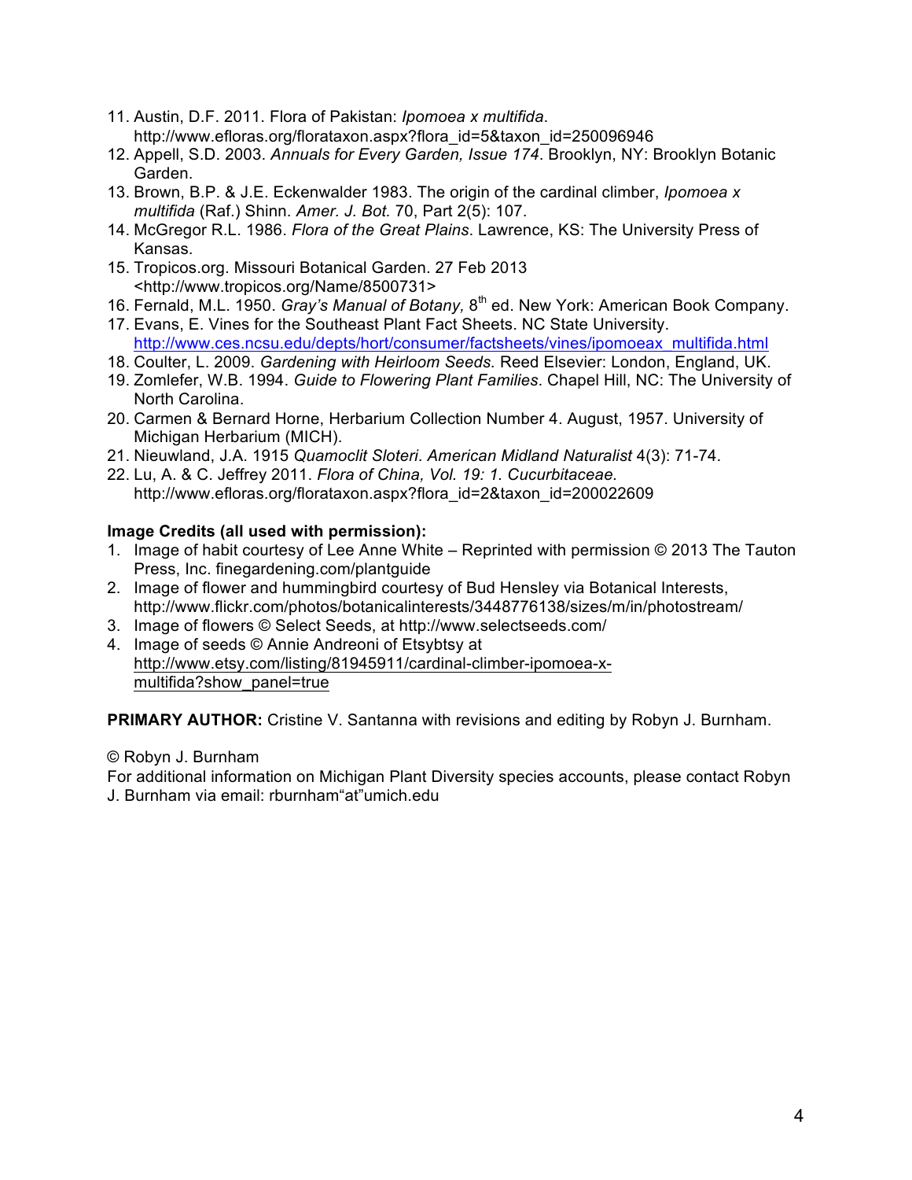11. Austin, D.F. 2011. Flora of Pakistan: *Ipomoea x multifida*. http://www.efloras.org/florataxon.aspx?flora_id=5&taxon_id=250096946
12. Appell, S.D. 2003. *Annuals for Every Garden, Issue 174*. Brooklyn, NY: Brooklyn Botanic Garden.
13. Brown, B.P. & J.E. Eckenwalder 1983. The origin of the cardinal climber, *Ipomoea x multifida* (Raf.) Shinn. *Amer. J. Bot.* 70, Part 2(5): 107.
14. McGregor R.L. 1986. *Flora of the Great Plains*. Lawrence, KS: The University Press of Kansas.
15. Tropicos.org. Missouri Botanical Garden. 27 Feb 2013 <http://www.tropicos.org/Name/8500731>
16. Fernald, M.L. 1950. *Gray's Manual of Botany,* 8th ed. New York: American Book Company.
17. Evans, E. Vines for the Southeast Plant Fact Sheets. NC State University. http://www.ces.ncsu.edu/depts/hort/consumer/factsheets/vines/ipomoeax_multifida.html
18. Coulter, L. 2009. *Gardening with Heirloom Seeds.* Reed Elsevier: London, England, UK.
19. Zomlefer, W.B. 1994. *Guide to Flowering Plant Families*. Chapel Hill, NC: The University of North Carolina.
20. Carmen & Bernard Horne, Herbarium Collection Number 4. August, 1957. University of Michigan Herbarium (MICH).
21. Nieuwland, J.A. 1915 *Quamoclit Sloteri*. *American Midland Naturalist* 4(3): 71-74.
22. Lu, A. & C. Jeffrey 2011. *Flora of China, Vol. 19: 1. Cucurbitaceae.* http://www.efloras.org/florataxon.aspx?flora_id=2&taxon_id=200022609

**Image Credits (all used with permission):**

1. Image of habit courtesy of Lee Anne White – Reprinted with permission © 2013 The Tauton Press, Inc. finegardening.com/plantguide
2. Image of flower and hummingbird courtesy of Bud Hensley via Botanical Interests, http://www.flickr.com/photos/botanicalinterests/3448776138/sizes/m/in/photostream/
3. Image of flowers © Select Seeds, at http://www.selectseeds.com/
4. Image of seeds © Annie Andreoni of Etsybtsy at http://www.etsy.com/listing/81945911/cardinal-climber-ipomoea-x-multifida?show_panel=true

**PRIMARY AUTHOR:** Cristine V. Santanna with revisions and editing by Robyn J. Burnham.

© Robyn J. Burnham

For additional information on Michigan Plant Diversity species accounts, please contact Robyn J. Burnham via email: rburnham"at"umich.edu